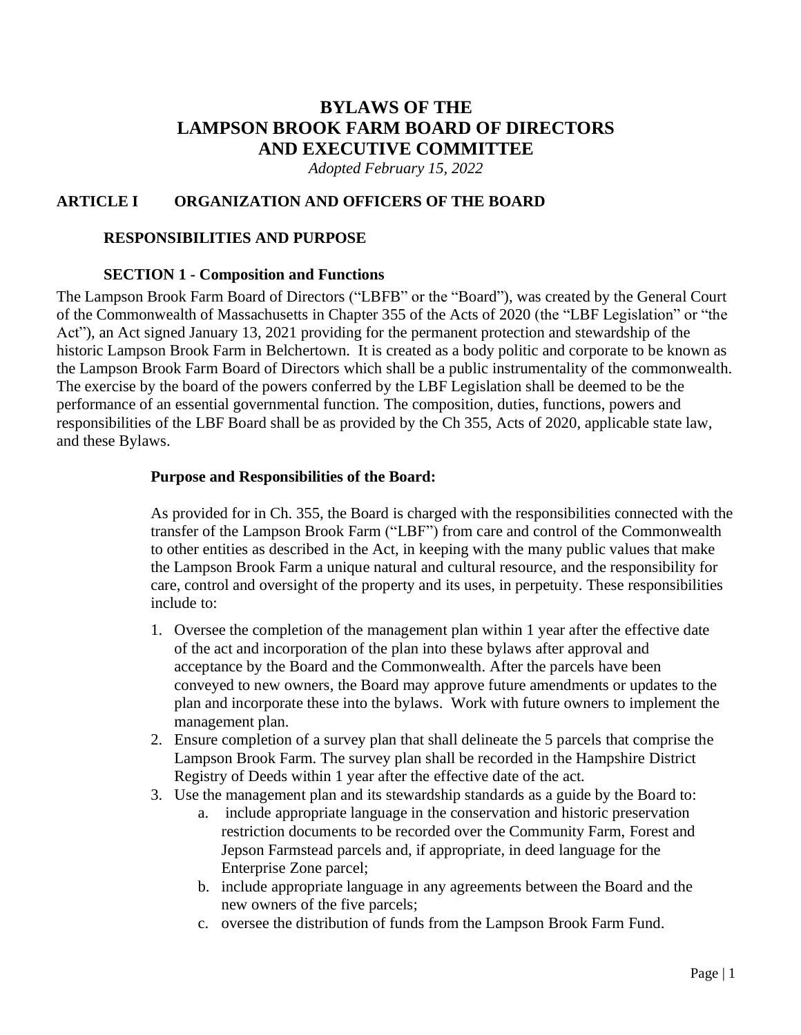# BYLAWS OF THE LAMPSON BROOK FARM BOARD OF DIRECTORS AND EXECUTIVE COMMITTEE

*Adopted February 15, 2022*

## ARTICLE I ORGANIZATION AND OFFICERS OF THE BOARD

### RESPONSIBILITIES AND PURPOSE

#### SECTION 1 - Composition and Functions

The Lampson Brook Farm Board of Directors ("LBFB" or the "Board"), was created by the General Court of the Commonwealth of Massachusetts in Chapter 355 of the Acts of 2020 (the "LBF Legislation" or "the Act"), an Act signed January 13, 2021 providing for the permanent protection and stewardship of the historic Lampson Brook Farm in Belchertown. It is created as a body politic and corporate to be known as the Lampson Brook Farm Board of Directors which shall be a public instrumentality of the commonwealth. The exercise by the board of the powers conferred by the LBF Legislation shall be deemed to be the performance of an essential governmental function. The composition, duties, functions, powers and responsibilities of the LBF Board shall be as provided by the Ch 355, Acts of 2020, applicable state law, and these Bylaws.

**Purpose and Responsibilities of the Board:**

As provided for in Ch. 355, the Board is charged with the responsibilities connected with the transfer of the Lampson Brook Farm ("LBF") from care and control of the Commonwealth to other entities as described in the Act, in keeping with the many public values that make the Lampson Brook Farm a unique natural and cultural resource, and the responsibility for care, control and oversight of the property and its uses, in perpetuity. These responsibilities include to:

1. Oversee the completion of the management plan within 1 year after the effective date of the act and incorporation of the plan into these bylaws after approval and acceptance by the Board and the Commonwealth. After the parcels have been conveyed to new owners, the Board may approve future amendments or updates to the plan and incorporate these into the bylaws. Work with future owners to implement the management plan.
2. Ensure completion of a survey plan that shall delineate the 5 parcels that comprise the Lampson Brook Farm. The survey plan shall be recorded in the Hampshire District Registry of Deeds within 1 year after the effective date of the act.
3. Use the management plan and its stewardship standards as a guide by the Board to:
   a. include appropriate language in the conservation and historic preservation restriction documents to be recorded over the Community Farm, Forest and Jepson Farmstead parcels and, if appropriate, in deed language for the Enterprise Zone parcel;
   b. include appropriate language in any agreements between the Board and the new owners of the five parcels;
   c. oversee the distribution of funds from the Lampson Brook Farm Fund.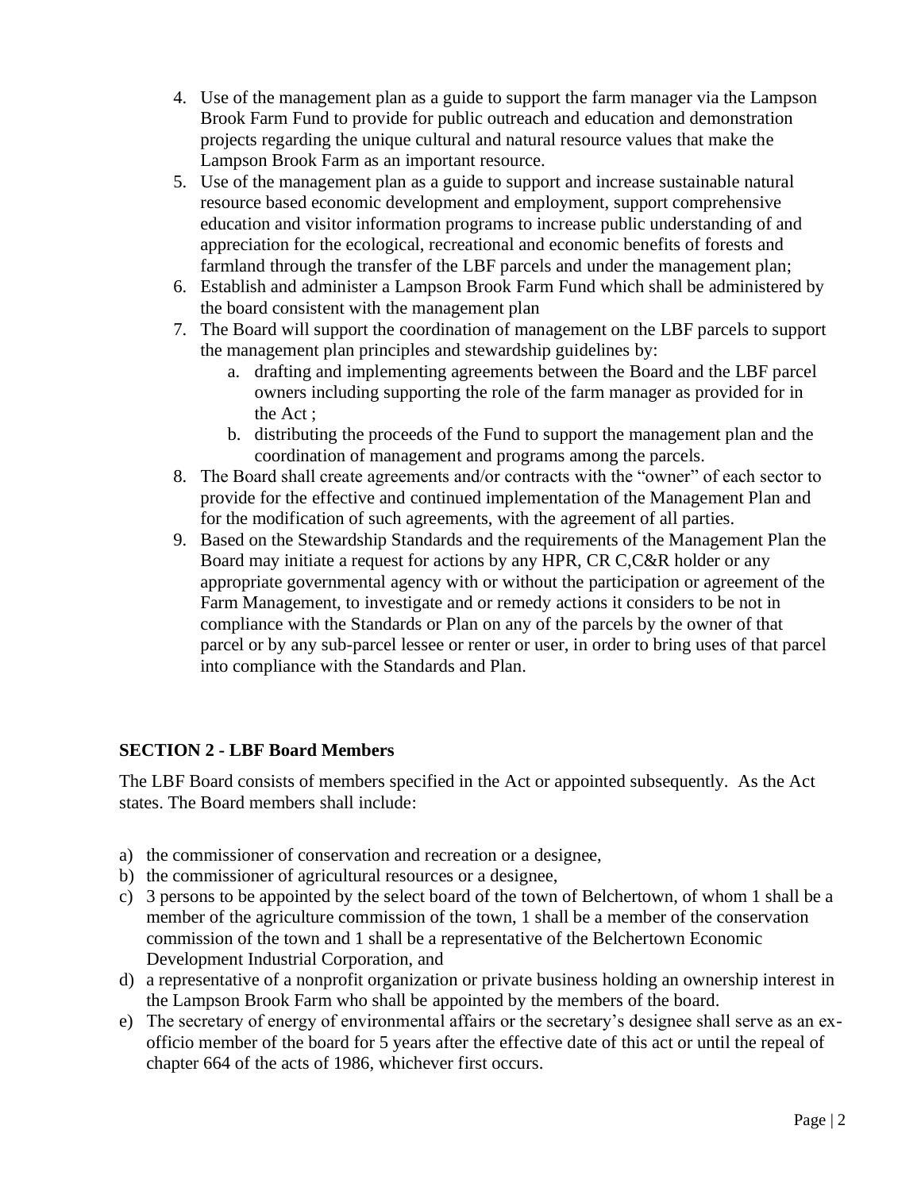4. Use of the management plan as a guide to support the farm manager via the Lampson Brook Farm Fund to provide for public outreach and education and demonstration projects regarding the unique cultural and natural resource values that make the Lampson Brook Farm as an important resource.
5. Use of the management plan as a guide to support and increase sustainable natural resource based economic development and employment, support comprehensive education and visitor information programs to increase public understanding of and appreciation for the ecological, recreational and economic benefits of forests and farmland through the transfer of the LBF parcels and under the management plan;
6. Establish and administer a Lampson Brook Farm Fund which shall be administered by the board consistent with the management plan
7. The Board will support the coordination of management on the LBF parcels to support the management plan principles and stewardship guidelines by:
   a. drafting and implementing agreements between the Board and the LBF parcel owners including supporting the role of the farm manager as provided for in the Act ;
   b. distributing the proceeds of the Fund to support the management plan and the coordination of management and programs among the parcels.
8. The Board shall create agreements and/or contracts with the "owner" of each sector to provide for the effective and continued implementation of the Management Plan and for the modification of such agreements, with the agreement of all parties.
9. Based on the Stewardship Standards and the requirements of the Management Plan the Board may initiate a request for actions by any HPR, CR C,C&R holder or any appropriate governmental agency with or without the participation or agreement of the Farm Management, to investigate and or remedy actions it considers to be not in compliance with the Standards or Plan on any of the parcels by the owner of that parcel or by any sub-parcel lessee or renter or user, in order to bring uses of that parcel into compliance with the Standards and Plan.

## SECTION 2 - LBF Board Members

The LBF Board consists of members specified in the Act or appointed subsequently. As the Act states. The Board members shall include:

a) the commissioner of conservation and recreation or a designee,
b) the commissioner of agricultural resources or a designee,
c) 3 persons to be appointed by the select board of the town of Belchertown, of whom 1 shall be a member of the agriculture commission of the town, 1 shall be a member of the conservation commission of the town and 1 shall be a representative of the Belchertown Economic Development Industrial Corporation, and
d) a representative of a nonprofit organization or private business holding an ownership interest in the Lampson Brook Farm who shall be appointed by the members of the board.
e) The secretary of energy of environmental affairs or the secretary's designee shall serve as an ex-officio member of the board for 5 years after the effective date of this act or until the repeal of chapter 664 of the acts of 1986, whichever first occurs.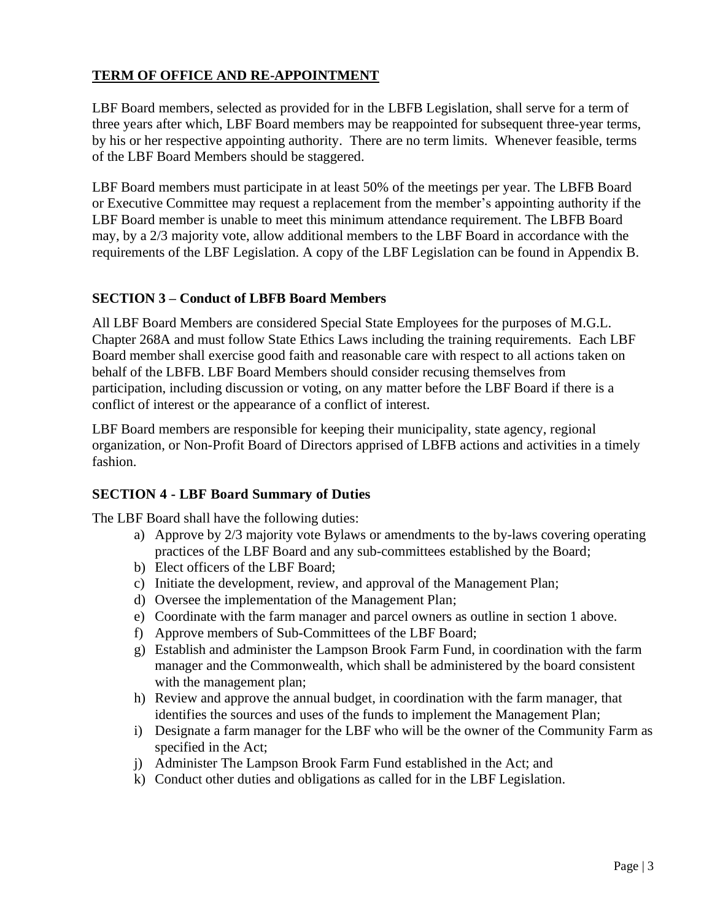**<u>TERM OF OFFICE AND RE-APPOINTMENT</u>**

LBF Board members, selected as provided for in the LBFB Legislation, shall serve for a term of three years after which, LBF Board members may be reappointed for subsequent three-year terms, by his or her respective appointing authority. There are no term limits. Whenever feasible, terms of the LBF Board Members should be staggered.

LBF Board members must participate in at least 50% of the meetings per year. The LBFB Board or Executive Committee may request a replacement from the member's appointing authority if the LBF Board member is unable to meet this minimum attendance requirement. The LBFB Board may, by a 2/3 majority vote, allow additional members to the LBF Board in accordance with the requirements of the LBF Legislation. A copy of the LBF Legislation can be found in Appendix B.

**SECTION 3 – Conduct of LBFB Board Members**

All LBF Board Members are considered Special State Employees for the purposes of M.G.L. Chapter 268A and must follow State Ethics Laws including the training requirements. Each LBF Board member shall exercise good faith and reasonable care with respect to all actions taken on behalf of the LBFB. LBF Board Members should consider recusing themselves from participation, including discussion or voting, on any matter before the LBF Board if there is a conflict of interest or the appearance of a conflict of interest.

LBF Board members are responsible for keeping their municipality, state agency, regional organization, or Non-Profit Board of Directors apprised of LBFB actions and activities in a timely fashion.

**SECTION 4 - LBF Board Summary of Duties**

The LBF Board shall have the following duties:

a) Approve by 2/3 majority vote Bylaws or amendments to the by-laws covering operating practices of the LBF Board and any sub-committees established by the Board;
b) Elect officers of the LBF Board;
c) Initiate the development, review, and approval of the Management Plan;
d) Oversee the implementation of the Management Plan;
e) Coordinate with the farm manager and parcel owners as outline in section 1 above.
f) Approve members of Sub-Committees of the LBF Board;
g) Establish and administer the Lampson Brook Farm Fund, in coordination with the farm manager and the Commonwealth, which shall be administered by the board consistent with the management plan;
h) Review and approve the annual budget, in coordination with the farm manager, that identifies the sources and uses of the funds to implement the Management Plan;
i) Designate a farm manager for the LBF who will be the owner of the Community Farm as specified in the Act;
j) Administer The Lampson Brook Farm Fund established in the Act; and
k) Conduct other duties and obligations as called for in the LBF Legislation.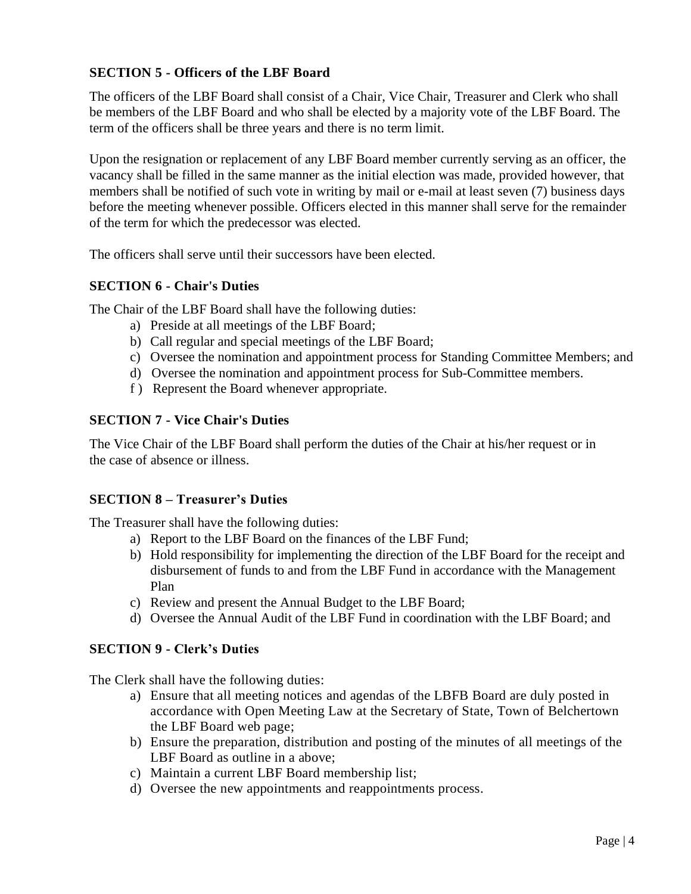**SECTION 5 - Officers of the LBF Board**

The officers of the LBF Board shall consist of a Chair, Vice Chair, Treasurer and Clerk who shall be members of the LBF Board and who shall be elected by a majority vote of the LBF Board. The term of the officers shall be three years and there is no term limit.

Upon the resignation or replacement of any LBF Board member currently serving as an officer, the vacancy shall be filled in the same manner as the initial election was made, provided however, that members shall be notified of such vote in writing by mail or e-mail at least seven (7) business days before the meeting whenever possible. Officers elected in this manner shall serve for the remainder of the term for which the predecessor was elected.

The officers shall serve until their successors have been elected.

**SECTION 6 - Chair's Duties**

The Chair of the LBF Board shall have the following duties:

a) Preside at all meetings of the LBF Board;
b) Call regular and special meetings of the LBF Board;
c) Oversee the nomination and appointment process for Standing Committee Members; and
d) Oversee the nomination and appointment process for Sub-Committee members.
f ) Represent the Board whenever appropriate.

**SECTION 7 - Vice Chair's Duties**

The Vice Chair of the LBF Board shall perform the duties of the Chair at his/her request or in the case of absence or illness.

**SECTION 8 – Treasurer's Duties**

The Treasurer shall have the following duties:

a) Report to the LBF Board on the finances of the LBF Fund;
b) Hold responsibility for implementing the direction of the LBF Board for the receipt and disbursement of funds to and from the LBF Fund in accordance with the Management Plan
c) Review and present the Annual Budget to the LBF Board;
d) Oversee the Annual Audit of the LBF Fund in coordination with the LBF Board; and

**SECTION 9 - Clerk's Duties**

The Clerk shall have the following duties:

a) Ensure that all meeting notices and agendas of the LBFB Board are duly posted in accordance with Open Meeting Law at the Secretary of State, Town of Belchertown the LBF Board web page;
b) Ensure the preparation, distribution and posting of the minutes of all meetings of the LBF Board as outline in a above;
c) Maintain a current LBF Board membership list;
d) Oversee the new appointments and reappointments process.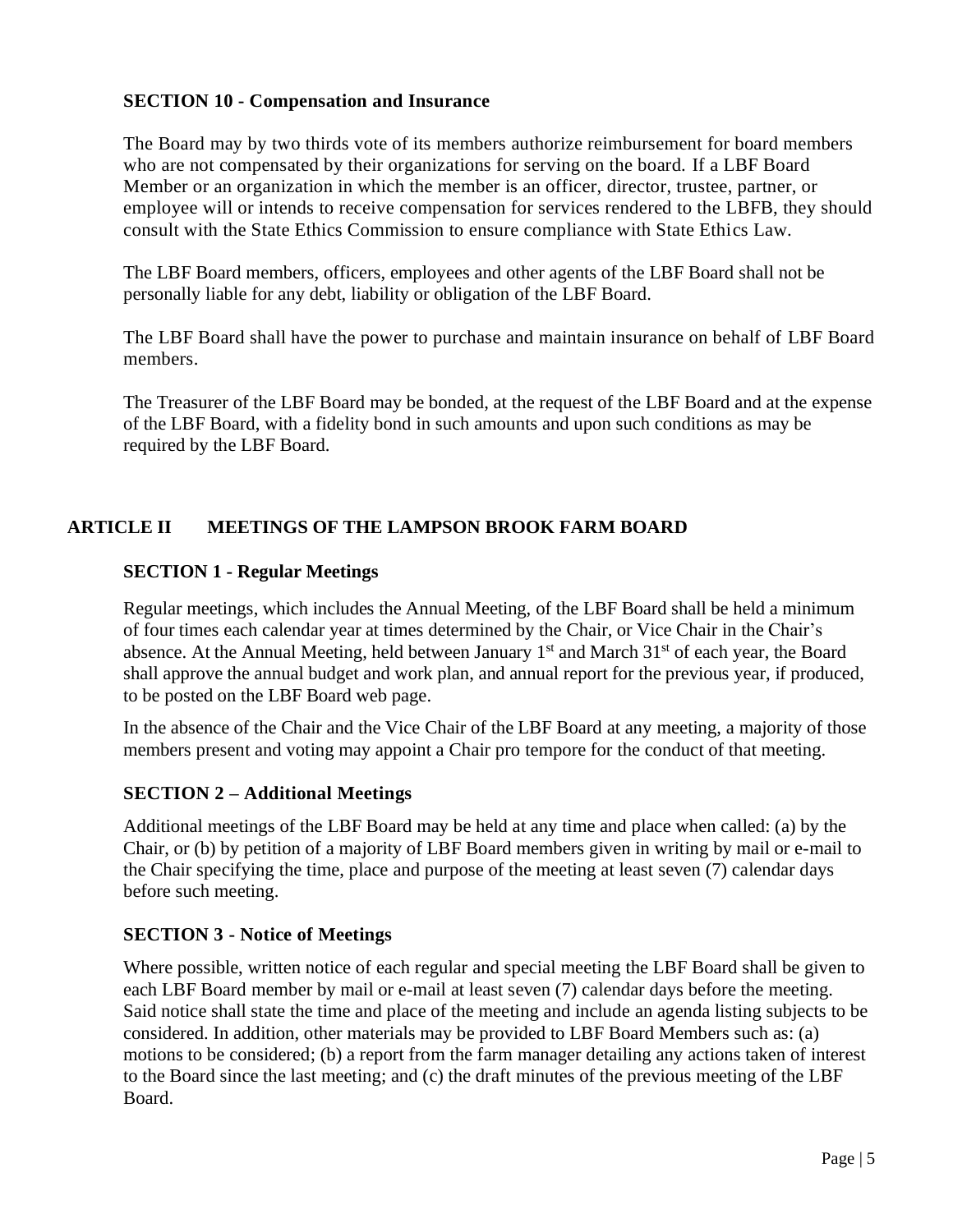### SECTION 10 - Compensation and Insurance

The Board may by two thirds vote of its members authorize reimbursement for board members who are not compensated by their organizations for serving on the board. If a LBF Board Member or an organization in which the member is an officer, director, trustee, partner, or employee will or intends to receive compensation for services rendered to the LBFB, they should consult with the State Ethics Commission to ensure compliance with State Ethics Law.

The LBF Board members, officers, employees and other agents of the LBF Board shall not be personally liable for any debt, liability or obligation of the LBF Board.

The LBF Board shall have the power to purchase and maintain insurance on behalf of LBF Board members.

The Treasurer of the LBF Board may be bonded, at the request of the LBF Board and at the expense of the LBF Board, with a fidelity bond in such amounts and upon such conditions as may be required by the LBF Board.

## ARTICLE II MEETINGS OF THE LAMPSON BROOK FARM BOARD

### SECTION 1 - Regular Meetings

Regular meetings, which includes the Annual Meeting, of the LBF Board shall be held a minimum of four times each calendar year at times determined by the Chair, or Vice Chair in the Chair's absence. At the Annual Meeting, held between January 1st and March 31st of each year, the Board shall approve the annual budget and work plan, and annual report for the previous year, if produced, to be posted on the LBF Board web page.

In the absence of the Chair and the Vice Chair of the LBF Board at any meeting, a majority of those members present and voting may appoint a Chair pro tempore for the conduct of that meeting.

### SECTION 2 – Additional Meetings

Additional meetings of the LBF Board may be held at any time and place when called: (a) by the Chair, or (b) by petition of a majority of LBF Board members given in writing by mail or e-mail to the Chair specifying the time, place and purpose of the meeting at least seven (7) calendar days before such meeting.

### SECTION 3 - Notice of Meetings

Where possible, written notice of each regular and special meeting the LBF Board shall be given to each LBF Board member by mail or e-mail at least seven (7) calendar days before the meeting. Said notice shall state the time and place of the meeting and include an agenda listing subjects to be considered. In addition, other materials may be provided to LBF Board Members such as: (a) motions to be considered; (b) a report from the farm manager detailing any actions taken of interest to the Board since the last meeting; and (c) the draft minutes of the previous meeting of the LBF Board.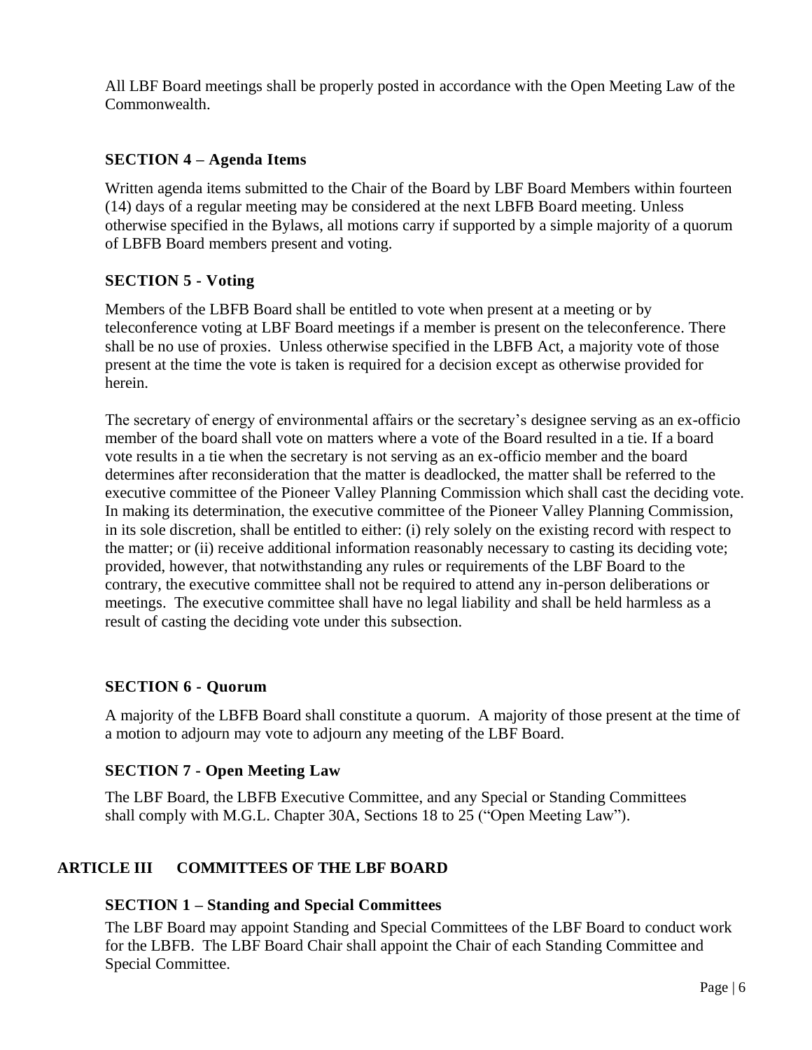All LBF Board meetings shall be properly posted in accordance with the Open Meeting Law of the Commonwealth.

### SECTION 4 – Agenda Items

Written agenda items submitted to the Chair of the Board by LBF Board Members within fourteen (14) days of a regular meeting may be considered at the next LBFB Board meeting. Unless otherwise specified in the Bylaws, all motions carry if supported by a simple majority of a quorum of LBFB Board members present and voting.

### SECTION 5 - Voting

Members of the LBFB Board shall be entitled to vote when present at a meeting or by teleconference voting at LBF Board meetings if a member is present on the teleconference. There shall be no use of proxies. Unless otherwise specified in the LBFB Act, a majority vote of those present at the time the vote is taken is required for a decision except as otherwise provided for herein.

The secretary of energy of environmental affairs or the secretary's designee serving as an ex-officio member of the board shall vote on matters where a vote of the Board resulted in a tie. If a board vote results in a tie when the secretary is not serving as an ex-officio member and the board determines after reconsideration that the matter is deadlocked, the matter shall be referred to the executive committee of the Pioneer Valley Planning Commission which shall cast the deciding vote. In making its determination, the executive committee of the Pioneer Valley Planning Commission, in its sole discretion, shall be entitled to either: (i) rely solely on the existing record with respect to the matter; or (ii) receive additional information reasonably necessary to casting its deciding vote; provided, however, that notwithstanding any rules or requirements of the LBF Board to the contrary, the executive committee shall not be required to attend any in-person deliberations or meetings. The executive committee shall have no legal liability and shall be held harmless as a result of casting the deciding vote under this subsection.

### SECTION 6 - Quorum

A majority of the LBFB Board shall constitute a quorum. A majority of those present at the time of a motion to adjourn may vote to adjourn any meeting of the LBF Board.

### SECTION 7 - Open Meeting Law

The LBF Board, the LBFB Executive Committee, and any Special or Standing Committees shall comply with M.G.L. Chapter 30A, Sections 18 to 25 ("Open Meeting Law").

## ARTICLE III COMMITTEES OF THE LBF BOARD

### SECTION 1 – Standing and Special Committees

The LBF Board may appoint Standing and Special Committees of the LBF Board to conduct work for the LBFB. The LBF Board Chair shall appoint the Chair of each Standing Committee and Special Committee.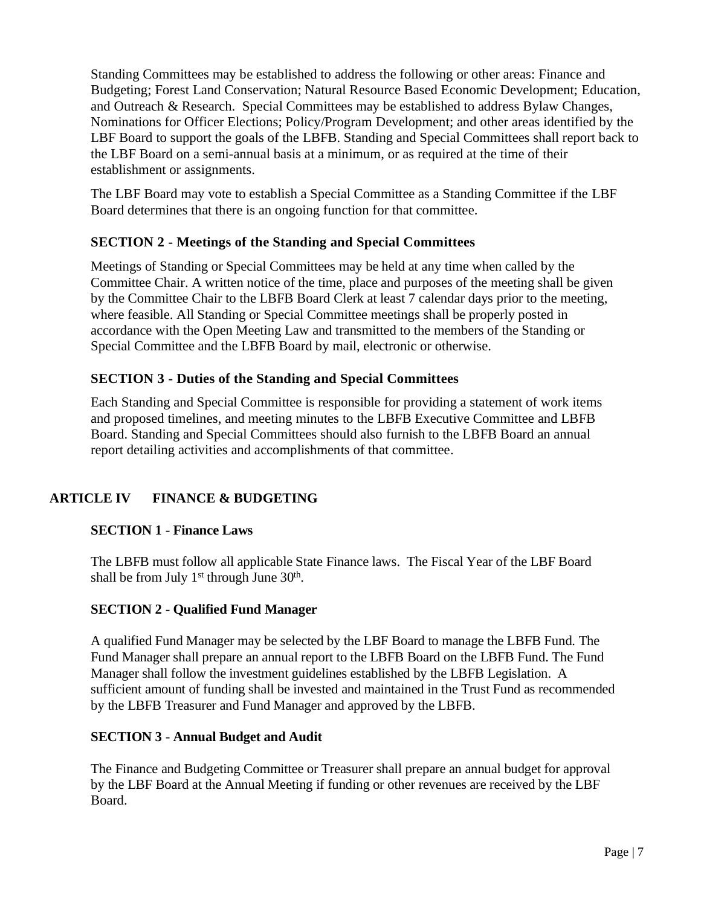Standing Committees may be established to address the following or other areas: Finance and Budgeting; Forest Land Conservation; Natural Resource Based Economic Development; Education, and Outreach & Research. Special Committees may be established to address Bylaw Changes, Nominations for Officer Elections; Policy/Program Development; and other areas identified by the LBF Board to support the goals of the LBFB. Standing and Special Committees shall report back to the LBF Board on a semi-annual basis at a minimum, or as required at the time of their establishment or assignments.

The LBF Board may vote to establish a Special Committee as a Standing Committee if the LBF Board determines that there is an ongoing function for that committee.

### SECTION 2 - Meetings of the Standing and Special Committees

Meetings of Standing or Special Committees may be held at any time when called by the Committee Chair. A written notice of the time, place and purposes of the meeting shall be given by the Committee Chair to the LBFB Board Clerk at least 7 calendar days prior to the meeting, where feasible. All Standing or Special Committee meetings shall be properly posted in accordance with the Open Meeting Law and transmitted to the members of the Standing or Special Committee and the LBFB Board by mail, electronic or otherwise.

### SECTION 3 - Duties of the Standing and Special Committees

Each Standing and Special Committee is responsible for providing a statement of work items and proposed timelines, and meeting minutes to the LBFB Executive Committee and LBFB Board. Standing and Special Committees should also furnish to the LBFB Board an annual report detailing activities and accomplishments of that committee.

## ARTICLE IV FINANCE & BUDGETING

### SECTION 1 - Finance Laws

The LBFB must follow all applicable State Finance laws. The Fiscal Year of the LBF Board shall be from July 1st through June 30th.

### SECTION 2 - Qualified Fund Manager

A qualified Fund Manager may be selected by the LBF Board to manage the LBFB Fund. The Fund Manager shall prepare an annual report to the LBFB Board on the LBFB Fund. The Fund Manager shall follow the investment guidelines established by the LBFB Legislation. A sufficient amount of funding shall be invested and maintained in the Trust Fund as recommended by the LBFB Treasurer and Fund Manager and approved by the LBFB.

### SECTION 3 - Annual Budget and Audit

The Finance and Budgeting Committee or Treasurer shall prepare an annual budget for approval by the LBF Board at the Annual Meeting if funding or other revenues are received by the LBF Board.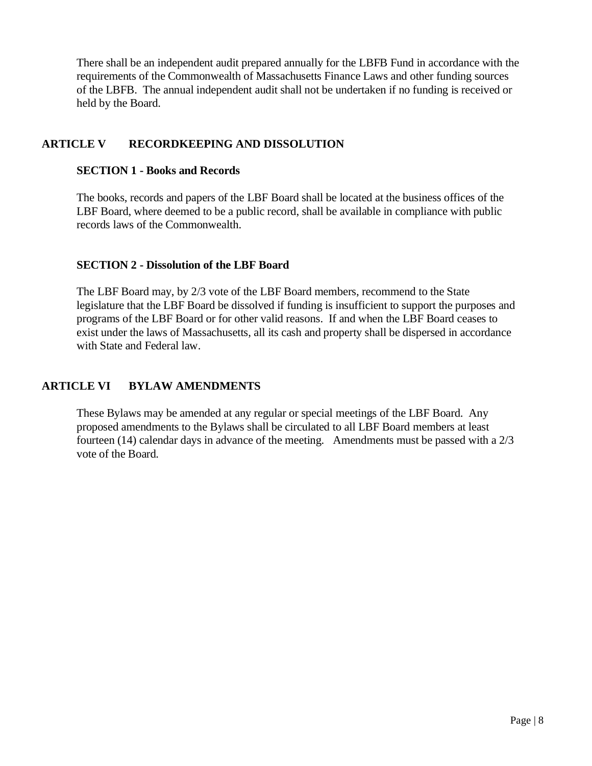There shall be an independent audit prepared annually for the LBFB Fund in accordance with the requirements of the Commonwealth of Massachusetts Finance Laws and other funding sources of the LBFB. The annual independent audit shall not be undertaken if no funding is received or held by the Board.

## ARTICLE V RECORDKEEPING AND DISSOLUTION

### SECTION 1 - Books and Records

The books, records and papers of the LBF Board shall be located at the business offices of the LBF Board, where deemed to be a public record, shall be available in compliance with public records laws of the Commonwealth.

### SECTION 2 - Dissolution of the LBF Board

The LBF Board may, by 2/3 vote of the LBF Board members, recommend to the State legislature that the LBF Board be dissolved if funding is insufficient to support the purposes and programs of the LBF Board or for other valid reasons. If and when the LBF Board ceases to exist under the laws of Massachusetts, all its cash and property shall be dispersed in accordance with State and Federal law.

## ARTICLE VI BYLAW AMENDMENTS

These Bylaws may be amended at any regular or special meetings of the LBF Board. Any proposed amendments to the Bylaws shall be circulated to all LBF Board members at least fourteen (14) calendar days in advance of the meeting. Amendments must be passed with a 2/3 vote of the Board.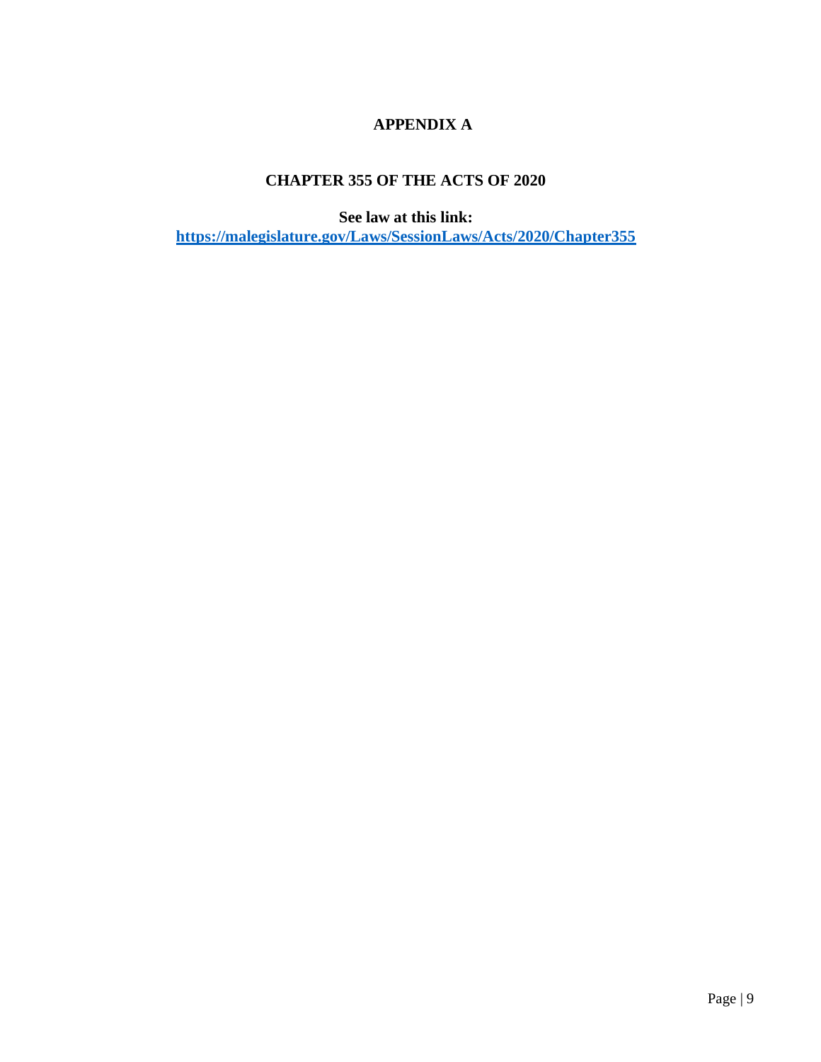# APPENDIX A

## CHAPTER 355 OF THE ACTS OF 2020

**See law at this link:**
**[https://malegislature.gov/Laws/SessionLaws/Acts/2020/Chapter355](https://malegislature.gov/Laws/SessionLaws/Acts/2020/Chapter355)**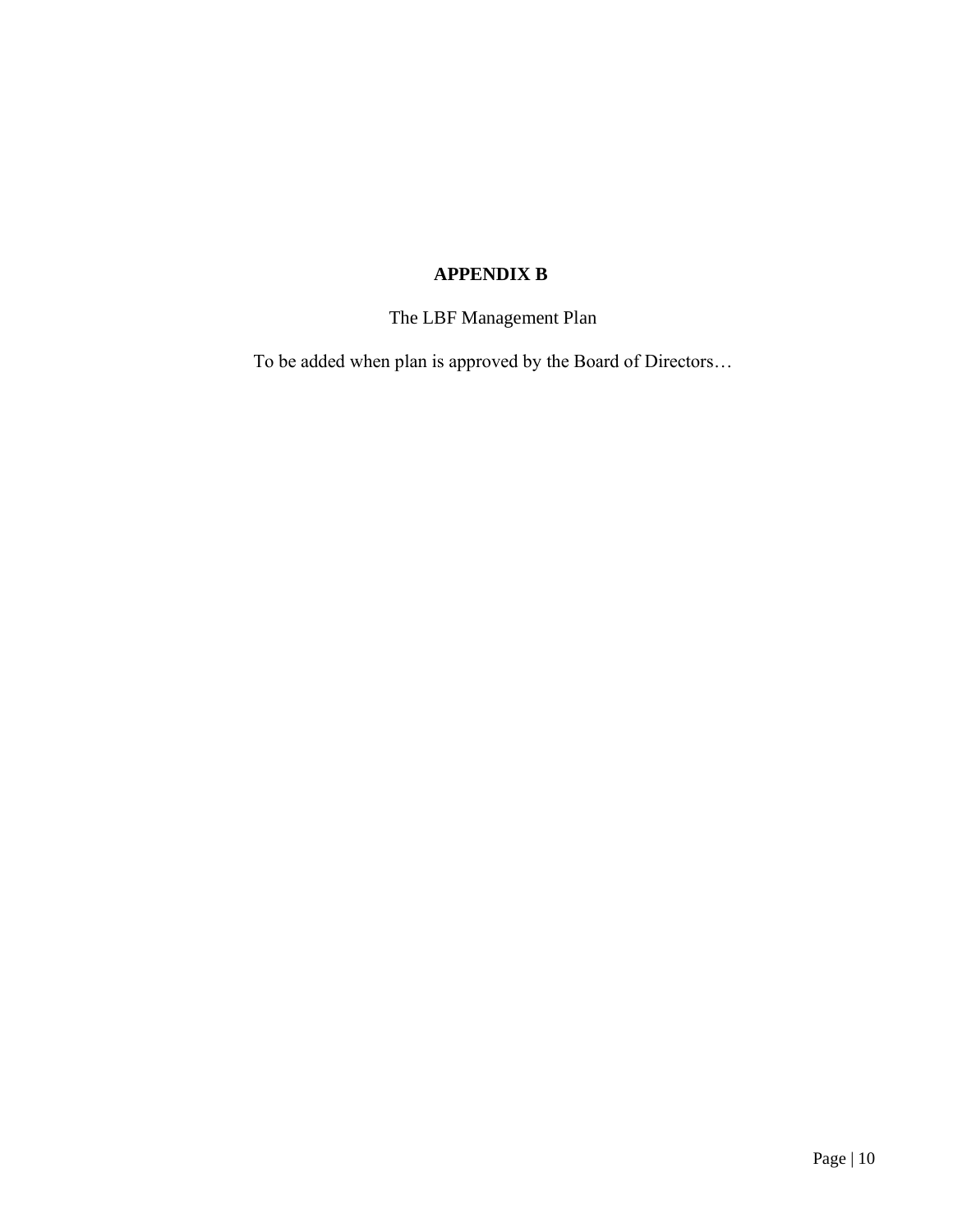# APPENDIX B

The LBF Management Plan

To be added when plan is approved by the Board of Directors…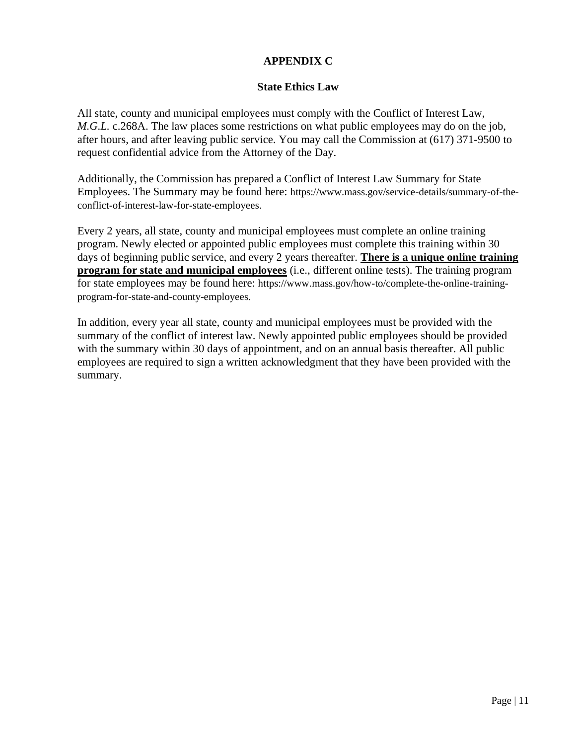# APPENDIX C

## State Ethics Law

All state, county and municipal employees must comply with the Conflict of Interest Law, *M.G.L.* c.268A. The law places some restrictions on what public employees may do on the job, after hours, and after leaving public service. You may call the Commission at (617) 371-9500 to request confidential advice from the Attorney of the Day.

Additionally, the Commission has prepared a Conflict of Interest Law Summary for State Employees. The Summary may be found here: https://www.mass.gov/service-details/summary-of-the-conflict-of-interest-law-for-state-employees.

Every 2 years, all state, county and municipal employees must complete an online training program. Newly elected or appointed public employees must complete this training within 30 days of beginning public service, and every 2 years thereafter. **There is a unique online training program for state and municipal employees** (i.e., different online tests). The training program for state employees may be found here: https://www.mass.gov/how-to/complete-the-online-training-program-for-state-and-county-employees.

In addition, every year all state, county and municipal employees must be provided with the summary of the conflict of interest law. Newly appointed public employees should be provided with the summary within 30 days of appointment, and on an annual basis thereafter. All public employees are required to sign a written acknowledgment that they have been provided with the summary.